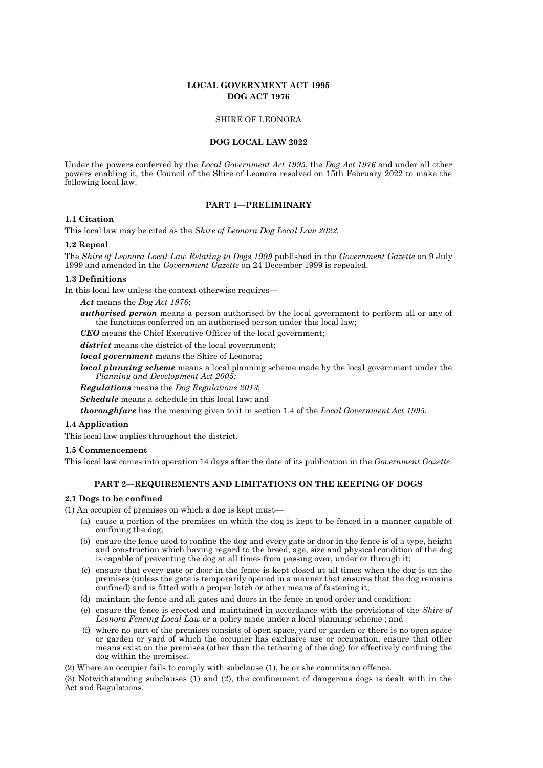**LOCAL GOVERNMENT ACT 1995**
**DOG ACT 1976**

SHIRE OF LEONORA

**DOG LOCAL LAW 2022**

Under the powers conferred by the *Local Government Act 1995*, the *Dog Act 1976* and under all other powers enabling it, the Council of the Shire of Leonora resolved on 15th February 2022 to make the following local law.

## PART 1—PRELIMINARY

### 1.1 Citation

This local law may be cited as the *Shire of Leonora Dog Local Law 2022*.

### 1.2 Repeal

The *Shire of Leonora Local Law Relating to Dogs 1999* published in the *Government Gazette* on 9 July 1999 and amended in the *Government Gazette* on 24 December 1999 is repealed.

### 1.3 Definitions

In this local law unless the context otherwise requires—

***Act*** means the *Dog Act 1976*;

***authorised person*** means a person authorised by the local government to perform all or any of the functions conferred on an authorised person under this local law;

***CEO*** means the Chief Executive Officer of the local government;

***district*** means the district of the local government;

***local government*** means the Shire of Leonora;

***local planning scheme*** means a local planning scheme made by the local government under the *Planning and Development Act 2005;*

***Regulations*** means the *Dog Regulations 2013*;

***Schedule*** means a schedule in this local law; and

***thoroughfare*** has the meaning given to it in section 1.4 of the *Local Government Act 1995*.

### 1.4 Application

This local law applies throughout the district.

### 1.5 Commencement

This local law comes into operation 14 days after the date of its publication in the *Government Gazette*.

## PART 2—REQUIREMENTS AND LIMITATIONS ON THE KEEPING OF DOGS

### 2.1 Dogs to be confined

(1) An occupier of premises on which a dog is kept must—

(a) cause a portion of the premises on which the dog is kept to be fenced in a manner capable of confining the dog;

(b) ensure the fence used to confine the dog and every gate or door in the fence is of a type, height and construction which having regard to the breed, age, size and physical condition of the dog is capable of preventing the dog at all times from passing over, under or through it;

(c) ensure that every gate or door in the fence is kept closed at all times when the dog is on the premises (unless the gate is temporarily opened in a manner that ensures that the dog remains confined) and is fitted with a proper latch or other means of fastening it;

(d) maintain the fence and all gates and doors in the fence in good order and condition;

(e) ensure the fence is erected and maintained in accordance with the provisions of the *Shire of Leonora Fencing Local Law* or a policy made under a local planning scheme ; and

(f) where no part of the premises consists of open space, yard or garden or there is no open space or garden or yard of which the occupier has exclusive use or occupation, ensure that other means exist on the premises (other than the tethering of the dog) for effectively confining the dog within the premises.

(2) Where an occupier fails to comply with subclause (1), he or she commits an offence.

(3) Notwithstanding subclauses (1) and (2), the confinement of dangerous dogs is dealt with in the Act and Regulations.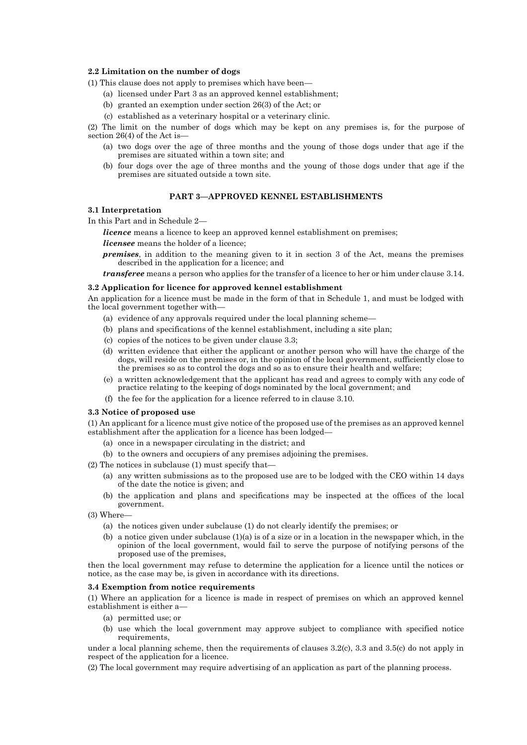### 2.2 Limitation on the number of dogs

(1) This clause does not apply to premises which have been—

- (a) licensed under Part 3 as an approved kennel establishment;
- (b) granted an exemption under section 26(3) of the Act; or
- (c) established as a veterinary hospital or a veterinary clinic.

(2) The limit on the number of dogs which may be kept on any premises is, for the purpose of section 26(4) of the Act is—

- (a) two dogs over the age of three months and the young of those dogs under that age if the premises are situated within a town site; and
- (b) four dogs over the age of three months and the young of those dogs under that age if the premises are situated outside a town site.

## PART 3—APPROVED KENNEL ESTABLISHMENTS

### 3.1 Interpretation

In this Part and in Schedule 2—

***licence*** means a licence to keep an approved kennel establishment on premises;

***licensee*** means the holder of a licence;

***premises***, in addition to the meaning given to it in section 3 of the Act, means the premises described in the application for a licence; and

***transferee*** means a person who applies for the transfer of a licence to her or him under clause 3.14.

### 3.2 Application for licence for approved kennel establishment

An application for a licence must be made in the form of that in Schedule 1, and must be lodged with the local government together with—

- (a) evidence of any approvals required under the local planning scheme—
- (b) plans and specifications of the kennel establishment, including a site plan;
- (c) copies of the notices to be given under clause 3.3;
- (d) written evidence that either the applicant or another person who will have the charge of the dogs, will reside on the premises or, in the opinion of the local government, sufficiently close to the premises so as to control the dogs and so as to ensure their health and welfare;
- (e) a written acknowledgement that the applicant has read and agrees to comply with any code of practice relating to the keeping of dogs nominated by the local government; and
- (f) the fee for the application for a licence referred to in clause 3.10.

### 3.3 Notice of proposed use

(1) An applicant for a licence must give notice of the proposed use of the premises as an approved kennel establishment after the application for a licence has been lodged—

- (a) once in a newspaper circulating in the district; and
- (b) to the owners and occupiers of any premises adjoining the premises.

(2) The notices in subclause (1) must specify that—

- (a) any written submissions as to the proposed use are to be lodged with the CEO within 14 days of the date the notice is given; and
- (b) the application and plans and specifications may be inspected at the offices of the local government.

(3) Where—

- (a) the notices given under subclause (1) do not clearly identify the premises; or
- (b) a notice given under subclause (1)(a) is of a size or in a location in the newspaper which, in the opinion of the local government, would fail to serve the purpose of notifying persons of the proposed use of the premises,

then the local government may refuse to determine the application for a licence until the notices or notice, as the case may be, is given in accordance with its directions.

### 3.4 Exemption from notice requirements

(1) Where an application for a licence is made in respect of premises on which an approved kennel establishment is either a—

- (a) permitted use; or
- (b) use which the local government may approve subject to compliance with specified notice requirements,

under a local planning scheme, then the requirements of clauses 3.2(c), 3.3 and 3.5(c) do not apply in respect of the application for a licence.

(2) The local government may require advertising of an application as part of the planning process.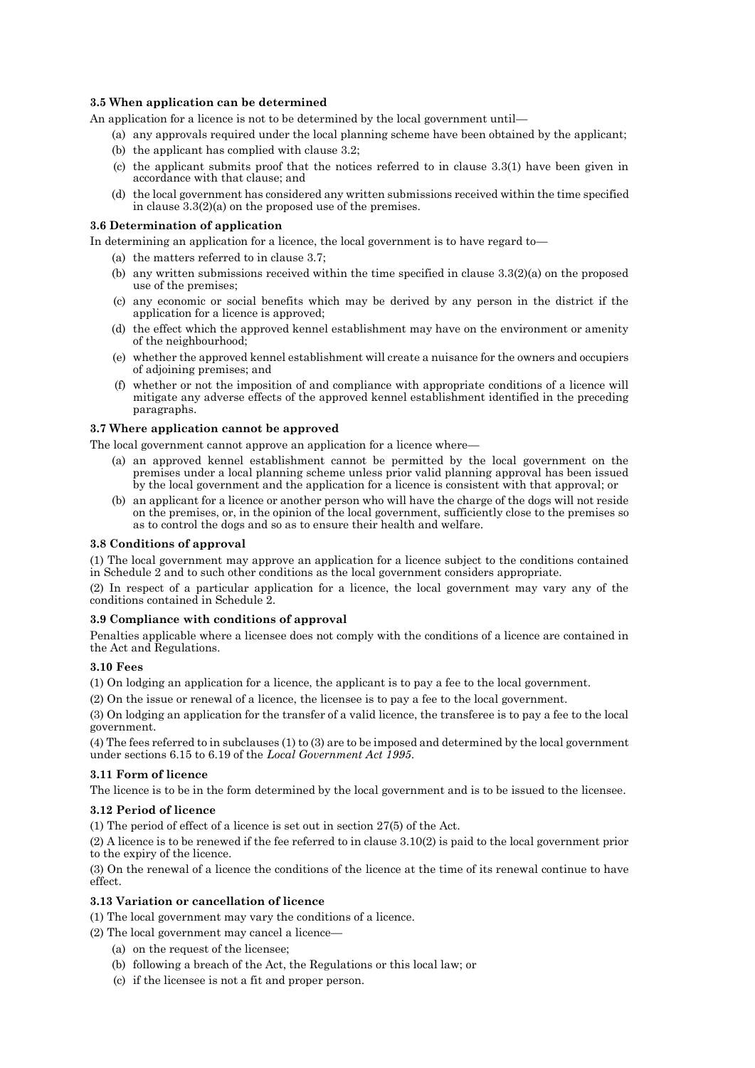### 3.5 When application can be determined

An application for a licence is not to be determined by the local government until—

(a) any approvals required under the local planning scheme have been obtained by the applicant;

(b) the applicant has complied with clause 3.2;

(c) the applicant submits proof that the notices referred to in clause 3.3(1) have been given in accordance with that clause; and

(d) the local government has considered any written submissions received within the time specified in clause 3.3(2)(a) on the proposed use of the premises.

### 3.6 Determination of application

In determining an application for a licence, the local government is to have regard to—

(a) the matters referred to in clause 3.7;

(b) any written submissions received within the time specified in clause 3.3(2)(a) on the proposed use of the premises;

(c) any economic or social benefits which may be derived by any person in the district if the application for a licence is approved;

(d) the effect which the approved kennel establishment may have on the environment or amenity of the neighbourhood;

(e) whether the approved kennel establishment will create a nuisance for the owners and occupiers of adjoining premises; and

(f) whether or not the imposition of and compliance with appropriate conditions of a licence will mitigate any adverse effects of the approved kennel establishment identified in the preceding paragraphs.

### 3.7 Where application cannot be approved

The local government cannot approve an application for a licence where—

(a) an approved kennel establishment cannot be permitted by the local government on the premises under a local planning scheme unless prior valid planning approval has been issued by the local government and the application for a licence is consistent with that approval; or

(b) an applicant for a licence or another person who will have the charge of the dogs will not reside on the premises, or, in the opinion of the local government, sufficiently close to the premises so as to control the dogs and so as to ensure their health and welfare.

### 3.8 Conditions of approval

(1) The local government may approve an application for a licence subject to the conditions contained in Schedule 2 and to such other conditions as the local government considers appropriate.

(2) In respect of a particular application for a licence, the local government may vary any of the conditions contained in Schedule 2.

### 3.9 Compliance with conditions of approval

Penalties applicable where a licensee does not comply with the conditions of a licence are contained in the Act and Regulations.

### 3.10 Fees

(1) On lodging an application for a licence, the applicant is to pay a fee to the local government.

(2) On the issue or renewal of a licence, the licensee is to pay a fee to the local government.

(3) On lodging an application for the transfer of a valid licence, the transferee is to pay a fee to the local government.

(4) The fees referred to in subclauses (1) to (3) are to be imposed and determined by the local government under sections 6.15 to 6.19 of the *Local Government Act 1995*.

### 3.11 Form of licence

The licence is to be in the form determined by the local government and is to be issued to the licensee.

### 3.12 Period of licence

(1) The period of effect of a licence is set out in section 27(5) of the Act.

(2) A licence is to be renewed if the fee referred to in clause 3.10(2) is paid to the local government prior to the expiry of the licence.

(3) On the renewal of a licence the conditions of the licence at the time of its renewal continue to have effect.

### 3.13 Variation or cancellation of licence

(1) The local government may vary the conditions of a licence.

(2) The local government may cancel a licence—

(a) on the request of the licensee;

(b) following a breach of the Act, the Regulations or this local law; or

(c) if the licensee is not a fit and proper person.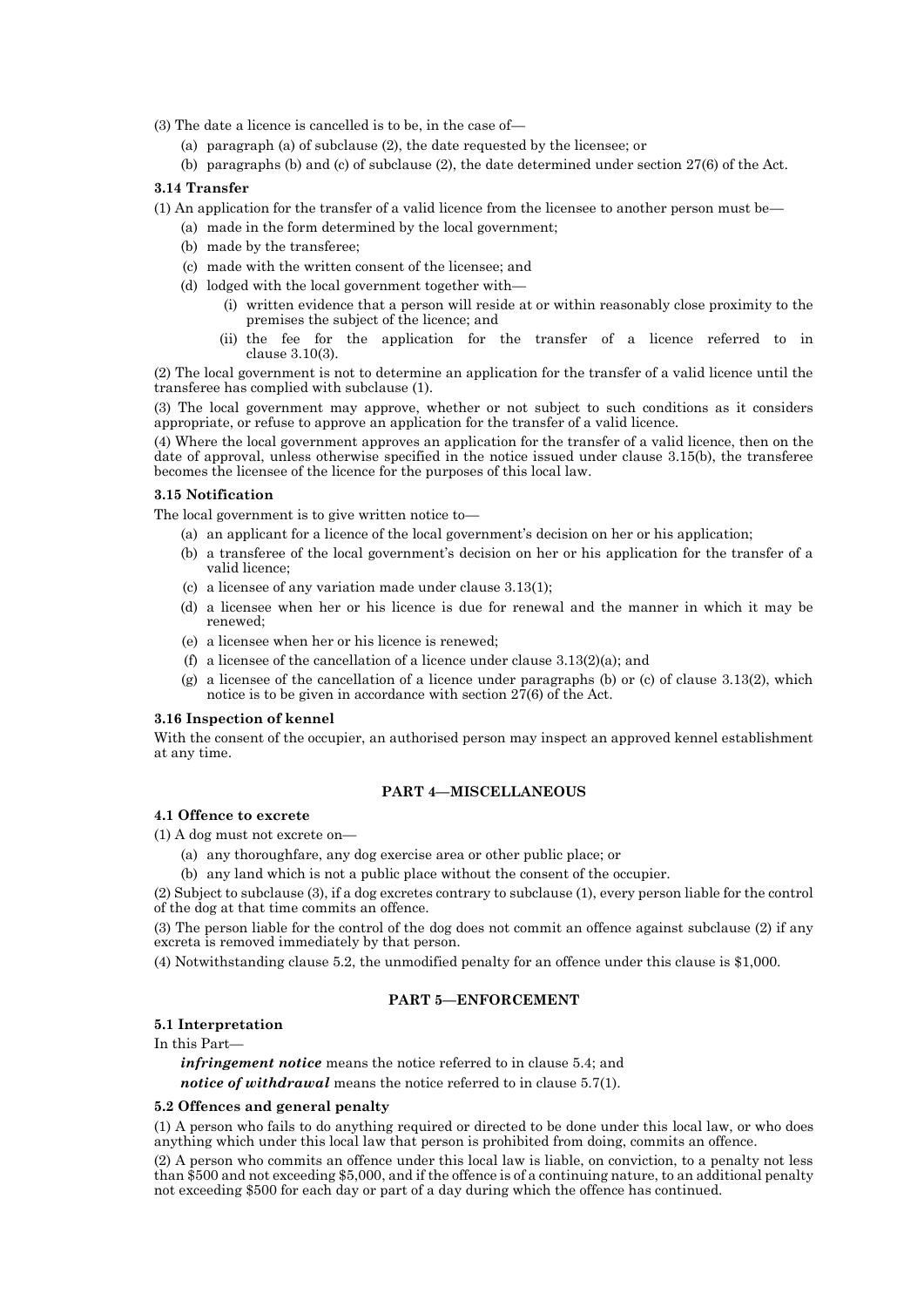(3) The date a licence is cancelled is to be, in the case of—

(a) paragraph (a) of subclause (2), the date requested by the licensee; or

(b) paragraphs (b) and (c) of subclause (2), the date determined under section 27(6) of the Act.

### 3.14 Transfer

(1) An application for the transfer of a valid licence from the licensee to another person must be—

(a) made in the form determined by the local government;

(b) made by the transferee;

(c) made with the written consent of the licensee; and

(d) lodged with the local government together with—

(i) written evidence that a person will reside at or within reasonably close proximity to the premises the subject of the licence; and

(ii) the fee for the application for the transfer of a licence referred to in clause 3.10(3).

(2) The local government is not to determine an application for the transfer of a valid licence until the transferee has complied with subclause (1).

(3) The local government may approve, whether or not subject to such conditions as it considers appropriate, or refuse to approve an application for the transfer of a valid licence.

(4) Where the local government approves an application for the transfer of a valid licence, then on the date of approval, unless otherwise specified in the notice issued under clause 3.15(b), the transferee becomes the licensee of the licence for the purposes of this local law.

### 3.15 Notification

The local government is to give written notice to—

(a) an applicant for a licence of the local government's decision on her or his application;

(b) a transferee of the local government's decision on her or his application for the transfer of a valid licence;

(c) a licensee of any variation made under clause 3.13(1);

(d) a licensee when her or his licence is due for renewal and the manner in which it may be renewed;

(e) a licensee when her or his licence is renewed;

(f) a licensee of the cancellation of a licence under clause 3.13(2)(a); and

(g) a licensee of the cancellation of a licence under paragraphs (b) or (c) of clause 3.13(2), which notice is to be given in accordance with section 27(6) of the Act.

### 3.16 Inspection of kennel

With the consent of the occupier, an authorised person may inspect an approved kennel establishment at any time.

## PART 4—MISCELLANEOUS

### 4.1 Offence to excrete

(1) A dog must not excrete on—

(a) any thoroughfare, any dog exercise area or other public place; or

(b) any land which is not a public place without the consent of the occupier.

(2) Subject to subclause (3), if a dog excretes contrary to subclause (1), every person liable for the control of the dog at that time commits an offence.

(3) The person liable for the control of the dog does not commit an offence against subclause (2) if any excreta is removed immediately by that person.

(4) Notwithstanding clause 5.2, the unmodified penalty for an offence under this clause is $1,000.

## PART 5—ENFORCEMENT

### 5.1 Interpretation

In this Part—

***infringement notice*** means the notice referred to in clause 5.4; and

***notice of withdrawal*** means the notice referred to in clause 5.7(1).

### 5.2 Offences and general penalty

(1) A person who fails to do anything required or directed to be done under this local law, or who does anything which under this local law that person is prohibited from doing, commits an offence.

(2) A person who commits an offence under this local law is liable, on conviction, to a penalty not less than $500 and not exceeding $5,000, and if the offence is of a continuing nature, to an additional penalty not exceeding $500 for each day or part of a day during which the offence has continued.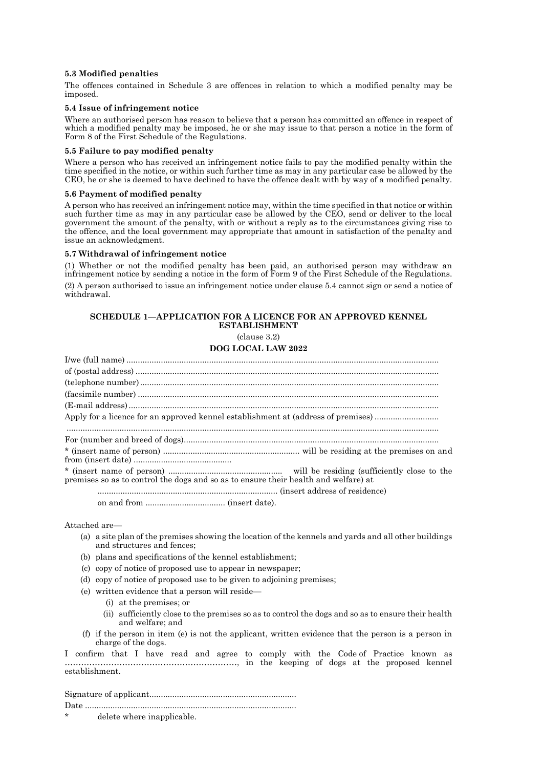### 5.3 Modified penalties

The offences contained in Schedule 3 are offences in relation to which a modified penalty may be imposed.

### 5.4 Issue of infringement notice

Where an authorised person has reason to believe that a person has committed an offence in respect of which a modified penalty may be imposed, he or she may issue to that person a notice in the form of Form 8 of the First Schedule of the Regulations.

### 5.5 Failure to pay modified penalty

Where a person who has received an infringement notice fails to pay the modified penalty within the time specified in the notice, or within such further time as may in any particular case be allowed by the CEO, he or she is deemed to have declined to have the offence dealt with by way of a modified penalty.

### 5.6 Payment of modified penalty

A person who has received an infringement notice may, within the time specified in that notice or within such further time as may in any particular case be allowed by the CEO, send or deliver to the local government the amount of the penalty, with or without a reply as to the circumstances giving rise to the offence, and the local government may appropriate that amount in satisfaction of the penalty and issue an acknowledgment.

### 5.7 Withdrawal of infringement notice

(1) Whether or not the modified penalty has been paid, an authorised person may withdraw an infringement notice by sending a notice in the form of Form 9 of the First Schedule of the Regulations.

(2) A person authorised to issue an infringement notice under clause 5.4 cannot sign or send a notice of withdrawal.

## SCHEDULE 1—APPLICATION FOR A LICENCE FOR AN APPROVED KENNEL ESTABLISHMENT

(clause 3.2)

**DOG LOCAL LAW 2022**

I/we (full name) ......................................................................................................................................

of (postal address) ...................................................................................................................................

(telephone number) .................................................................................................................................

(facsimile number) ..................................................................................................................................

(E-mail address) ......................................................................................................................................

Apply for a licence for an approved kennel establishment at (address of premises) ............................

.................................................................................................................................................................

For (number and breed of dogs).............................................................................................................

* (insert name of person) ........................................................... will be residing at the premises on and from (insert date) ..........................................

* (insert name of person) .................................................. will be residing (sufficiently close to the premises so as to control the dogs and so as to ensure their health and welfare) at

.............................................................................. (insert address of residence)

on and from ................................... (insert date).

Attached are—

(a) a site plan of the premises showing the location of the kennels and yards and all other buildings and structures and fences;

(b) plans and specifications of the kennel establishment;

(c) copy of notice of proposed use to appear in newspaper;

(d) copy of notice of proposed use to be given to adjoining premises;

(e) written evidence that a person will reside—

   (i) at the premises; or

   (ii) sufficiently close to the premises so as to control the dogs and so as to ensure their health and welfare; and

(f) if the person in item (e) is not the applicant, written evidence that the person is a person in charge of the dogs.

I confirm that I have read and agree to comply with the Code of Practice known as ……………………………………………………., in the keeping of dogs at the proposed kennel establishment.

Signature of applicant...............................................................

Date ...........................................................................................

* delete where inapplicable.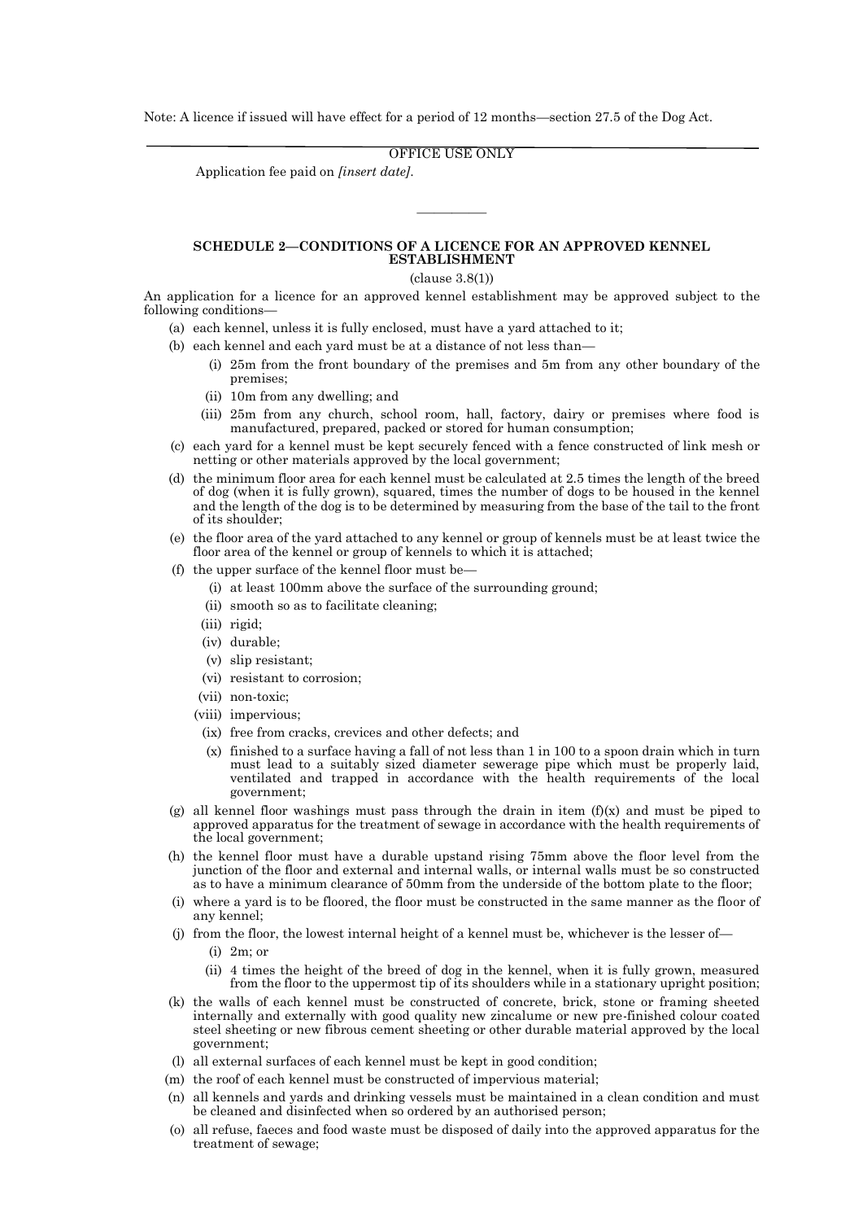Note: A licence if issued will have effect for a period of 12 months—section 27.5 of the Dog Act.

---

OFFICE USE ONLY

Application fee paid on *[insert date]*.

---

## SCHEDULE 2—CONDITIONS OF A LICENCE FOR AN APPROVED KENNEL ESTABLISHMENT

(clause 3.8(1))

An application for a licence for an approved kennel establishment may be approved subject to the following conditions—

(a) each kennel, unless it is fully enclosed, must have a yard attached to it;

(b) each kennel and each yard must be at a distance of not less than—

  (i) 25m from the front boundary of the premises and 5m from any other boundary of the premises;

  (ii) 10m from any dwelling; and

  (iii) 25m from any church, school room, hall, factory, dairy or premises where food is manufactured, prepared, packed or stored for human consumption;

(c) each yard for a kennel must be kept securely fenced with a fence constructed of link mesh or netting or other materials approved by the local government;

(d) the minimum floor area for each kennel must be calculated at 2.5 times the length of the breed of dog (when it is fully grown), squared, times the number of dogs to be housed in the kennel and the length of the dog is to be determined by measuring from the base of the tail to the front of its shoulder;

(e) the floor area of the yard attached to any kennel or group of kennels must be at least twice the floor area of the kennel or group of kennels to which it is attached;

(f) the upper surface of the kennel floor must be—

  (i) at least 100mm above the surface of the surrounding ground;

  (ii) smooth so as to facilitate cleaning;

  (iii) rigid;

  (iv) durable;

  (v) slip resistant;

  (vi) resistant to corrosion;

  (vii) non-toxic;

  (viii) impervious;

  (ix) free from cracks, crevices and other defects; and

  (x) finished to a surface having a fall of not less than 1 in 100 to a spoon drain which in turn must lead to a suitably sized diameter sewerage pipe which must be properly laid, ventilated and trapped in accordance with the health requirements of the local government;

(g) all kennel floor washings must pass through the drain in item (f)(x) and must be piped to approved apparatus for the treatment of sewage in accordance with the health requirements of the local government;

(h) the kennel floor must have a durable upstand rising 75mm above the floor level from the junction of the floor and external and internal walls, or internal walls must be so constructed as to have a minimum clearance of 50mm from the underside of the bottom plate to the floor;

(i) where a yard is to be floored, the floor must be constructed in the same manner as the floor of any kennel;

(j) from the floor, the lowest internal height of a kennel must be, whichever is the lesser of—

  (i) 2m; or

  (ii) 4 times the height of the breed of dog in the kennel, when it is fully grown, measured from the floor to the uppermost tip of its shoulders while in a stationary upright position;

(k) the walls of each kennel must be constructed of concrete, brick, stone or framing sheeted internally and externally with good quality new zincalume or new pre-finished colour coated steel sheeting or new fibrous cement sheeting or other durable material approved by the local government;

(l) all external surfaces of each kennel must be kept in good condition;

(m) the roof of each kennel must be constructed of impervious material;

(n) all kennels and yards and drinking vessels must be maintained in a clean condition and must be cleaned and disinfected when so ordered by an authorised person;

(o) all refuse, faeces and food waste must be disposed of daily into the approved apparatus for the treatment of sewage;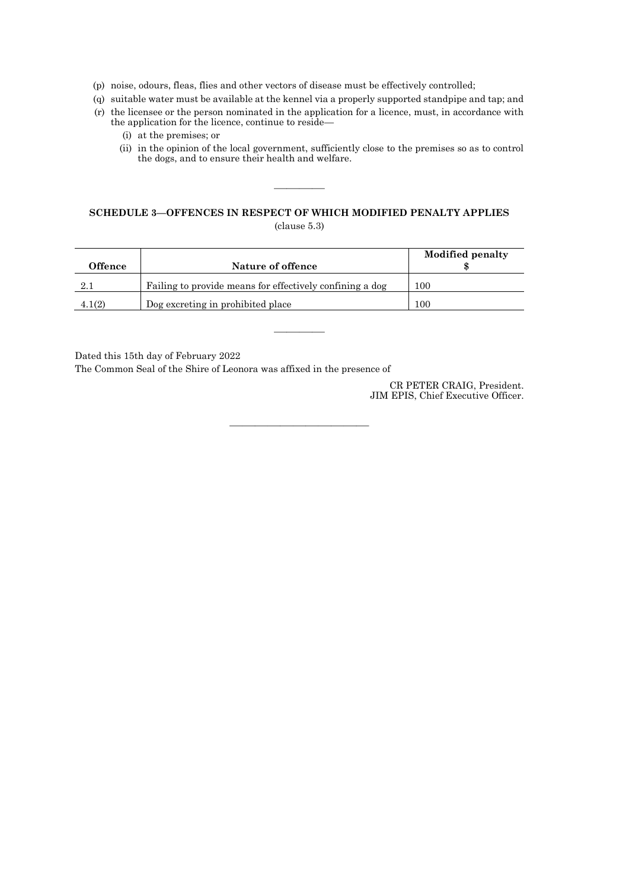(p) noise, odours, fleas, flies and other vectors of disease must be effectively controlled;

(q) suitable water must be available at the kennel via a properly supported standpipe and tap; and

(r) the licensee or the person nominated in the application for a licence, must, in accordance with the application for the licence, continue to reside—

(i) at the premises; or

(ii) in the opinion of the local government, sufficiently close to the premises so as to control the dogs, and to ensure their health and welfare.

---

## SCHEDULE 3—OFFENCES IN RESPECT OF WHICH MODIFIED PENALTY APPLIES

(clause 5.3)

| Offence | Nature of offence | Modified penalty $ |
|---|---|---|
| 2.1 | Failing to provide means for effectively confining a dog | 100 |
| 4.1(2) | Dog excreting in prohibited place | 100 |

---

Dated this 15th day of February 2022

The Common Seal of the Shire of Leonora was affixed in the presence of

CR PETER CRAIG, President.
JIM EPIS, Chief Executive Officer.

---